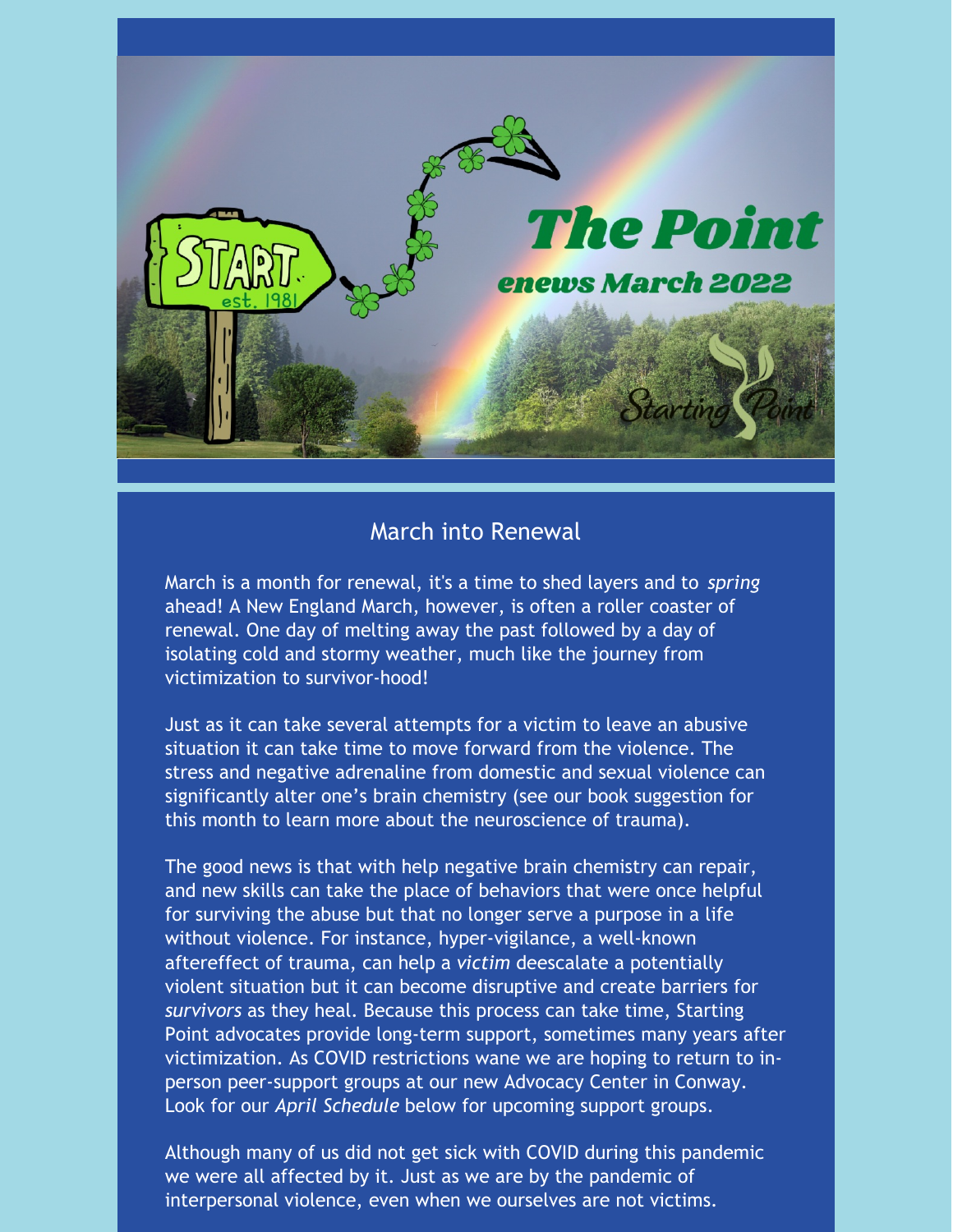# The Point

## enews March 2022

START est. 1981

Starting Point

## March into Renewal

March is a month for renewal, it's a time to shed layers and to *spring* ahead! A New England March, however, is often a roller coaster of renewal. One day of melting away the past followed by a day of isolating cold and stormy weather, much like the journey from victimization to survivor-hood!

Just as it can take several attempts for a victim to leave an abusive situation it can take time to move forward from the violence. The stress and negative adrenaline from domestic and sexual violence can significantly alter one's brain chemistry (see our book suggestion for this month to learn more about the neuroscience of trauma).

The good news is that with help negative brain chemistry can repair, and new skills can take the place of behaviors that were once helpful for surviving the abuse but that no longer serve a purpose in a life without violence. For instance, hyper-vigilance, a well-known aftereffect of trauma, can help a *victim* deescalate a potentially violent situation but it can become disruptive and create barriers for *survivors* as they heal. Because this process can take time, Starting Point advocates provide long-term support, sometimes many years after victimization. As COVID restrictions wane we are hoping to return to in-person peer-support groups at our new Advocacy Center in Conway. Look for our *April Schedule* below for upcoming support groups.

Although many of us did not get sick with COVID during this pandemic we were all affected by it. Just as we are by the pandemic of interpersonal violence, even when we ourselves are not victims.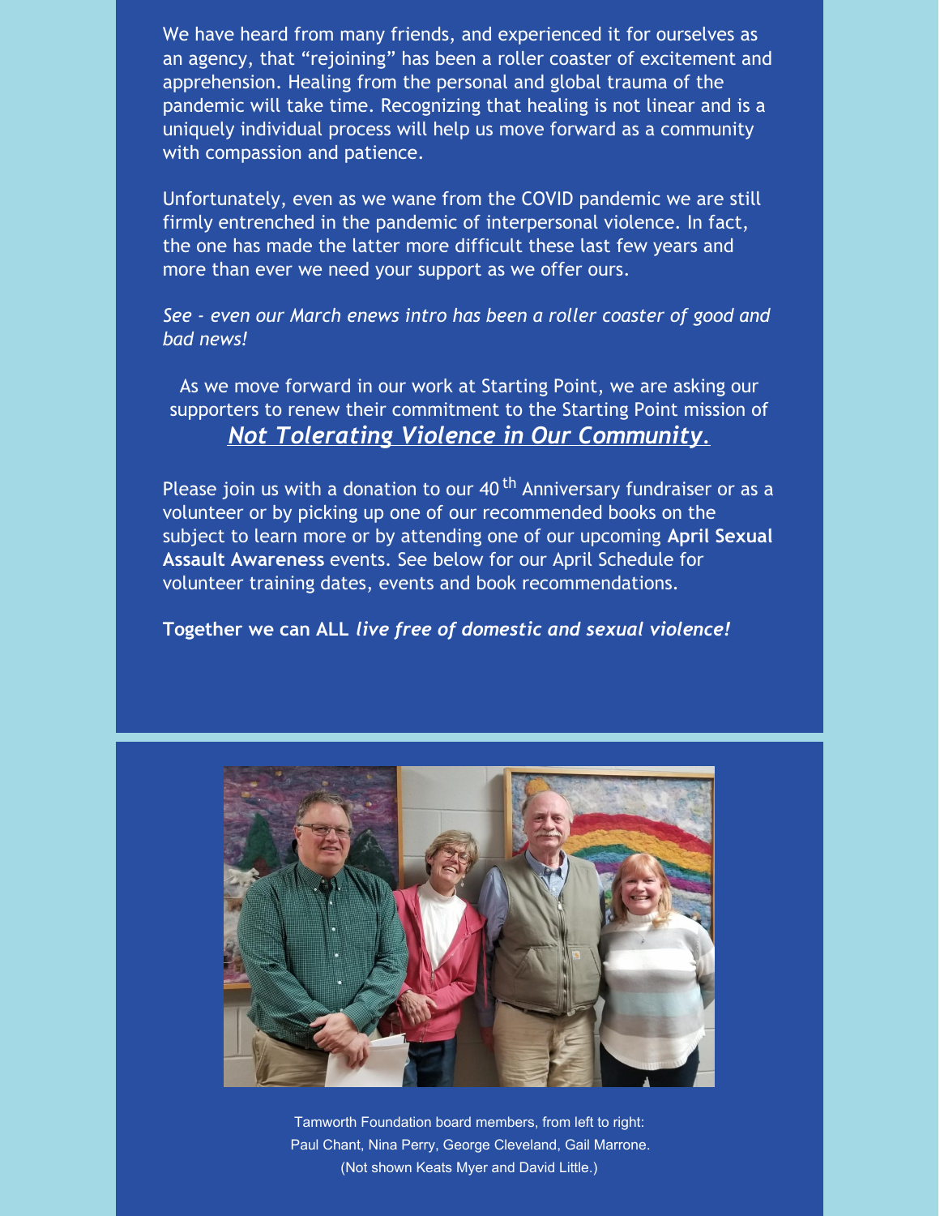We have heard from many friends, and experienced it for ourselves as an agency, that "rejoining" has been a roller coaster of excitement and apprehension. Healing from the personal and global trauma of the pandemic will take time. Recognizing that healing is not linear and is a uniquely individual process will help us move forward as a community with compassion and patience.

Unfortunately, even as we wane from the COVID pandemic we are still firmly entrenched in the pandemic of interpersonal violence. In fact, the one has made the latter more difficult these last few years and more than ever we need your support as we offer ours.

*See - even our March enews intro has been a roller coaster of good and bad news!*

As we move forward in our work at Starting Point, we are asking our supporters to renew their commitment to the Starting Point mission of ***Not Tolerating Violence in Our Community.***

Please join us with a donation to our 40th Anniversary fundraiser or as a volunteer or by picking up one of our recommended books on the subject to learn more or by attending one of our upcoming **April Sexual Assault Awareness** events. See below for our April Schedule for volunteer training dates, events and book recommendations.

**Together we can ALL** ***live free of domestic and sexual violence!***

Tamworth Foundation board members, from left to right: Paul Chant, Nina Perry, George Cleveland, Gail Marrone. (Not shown Keats Myer and David Little.)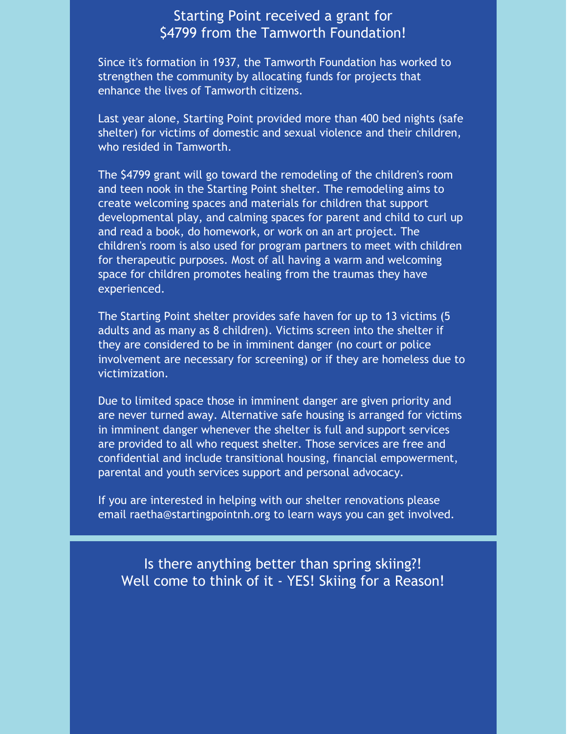## Starting Point received a grant for $4799 from the Tamworth Foundation!

Since it's formation in 1937, the Tamworth Foundation has worked to strengthen the community by allocating funds for projects that enhance the lives of Tamworth citizens.

Last year alone, Starting Point provided more than 400 bed nights (safe shelter) for victims of domestic and sexual violence and their children, who resided in Tamworth.

The $4799 grant will go toward the remodeling of the children's room and teen nook in the Starting Point shelter. The remodeling aims to create welcoming spaces and materials for children that support developmental play, and calming spaces for parent and child to curl up and read a book, do homework, or work on an art project. The children's room is also used for program partners to meet with children for therapeutic purposes. Most of all having a warm and welcoming space for children promotes healing from the traumas they have experienced.

The Starting Point shelter provides safe haven for up to 13 victims (5 adults and as many as 8 children). Victims screen into the shelter if they are considered to be in imminent danger (no court or police involvement are necessary for screening) or if they are homeless due to victimization.

Due to limited space those in imminent danger are given priority and are never turned away. Alternative safe housing is arranged for victims in imminent danger whenever the shelter is full and support services are provided to all who request shelter. Those services are free and confidential and include transitional housing, financial empowerment, parental and youth services support and personal advocacy.

If you are interested in helping with our shelter renovations please email raetha@startingpointnh.org to learn ways you can get involved.

## Is there anything better than spring skiing?! Well come to think of it - YES! Skiing for a Reason!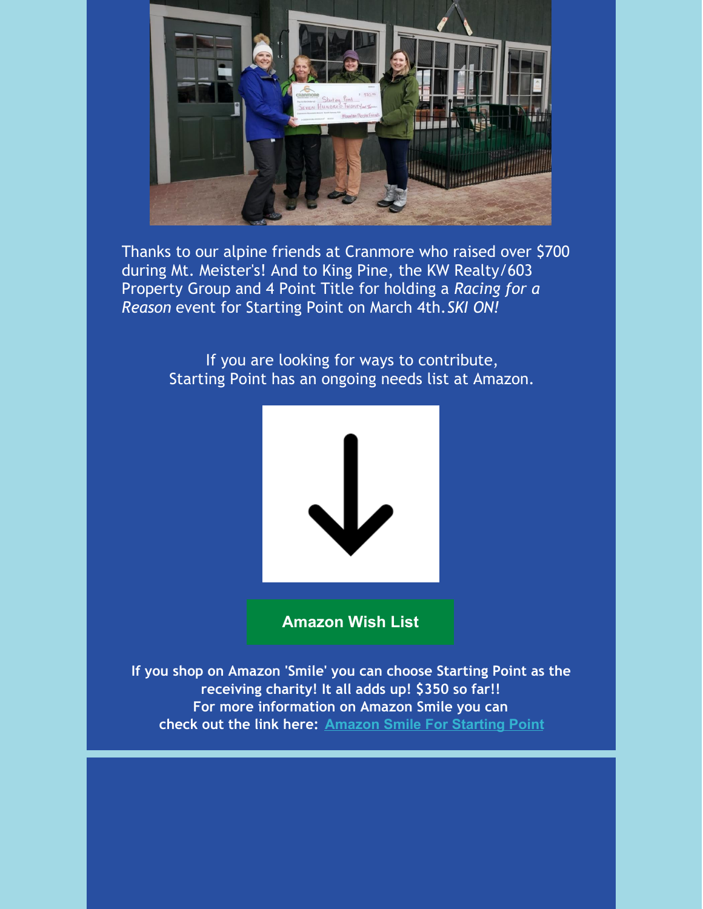Thanks to our alpine friends at Cranmore who raised over $700 during Mt. Meister's! And to King Pine, the KW Realty/603 Property Group and 4 Point Title for holding a *Racing for a Reason* event for Starting Point on March 4th. *SKI ON!*

If you are looking for ways to contribute,
Starting Point has an ongoing needs list at Amazon.

**Amazon Wish List**

**If you shop on Amazon 'Smile' you can choose Starting Point as the receiving charity! It all adds up! $350 so far!!**
**For more information on Amazon Smile you can check out the link here: Amazon Smile For Starting Point**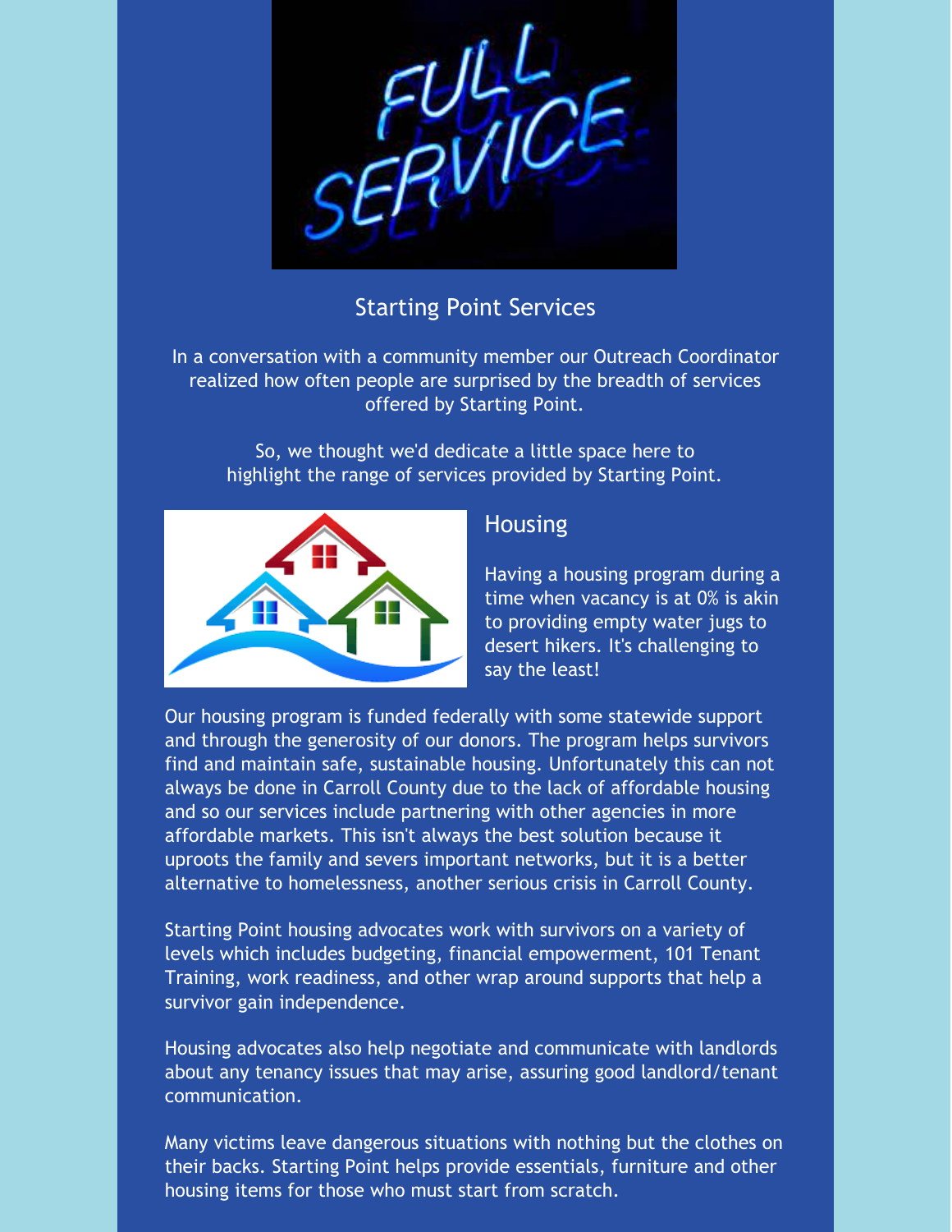## Starting Point Services

In a conversation with a community member our Outreach Coordinator realized how often people are surprised by the breadth of services offered by Starting Point.

So, we thought we'd dedicate a little space here to highlight the range of services provided by Starting Point.

### Housing

Having a housing program during a time when vacancy is at 0% is akin to providing empty water jugs to desert hikers. It's challenging to say the least!

Our housing program is funded federally with some statewide support and through the generosity of our donors. The program helps survivors find and maintain safe, sustainable housing. Unfortunately this can not always be done in Carroll County due to the lack of affordable housing and so our services include partnering with other agencies in more affordable markets. This isn't always the best solution because it uproots the family and severs important networks, but it is a better alternative to homelessness, another serious crisis in Carroll County.

Starting Point housing advocates work with survivors on a variety of levels which includes budgeting, financial empowerment, 101 Tenant Training, work readiness, and other wrap around supports that help a survivor gain independence.

Housing advocates also help negotiate and communicate with landlords about any tenancy issues that may arise, assuring good landlord/tenant communication.

Many victims leave dangerous situations with nothing but the clothes on their backs. Starting Point helps provide essentials, furniture and other housing items for those who must start from scratch.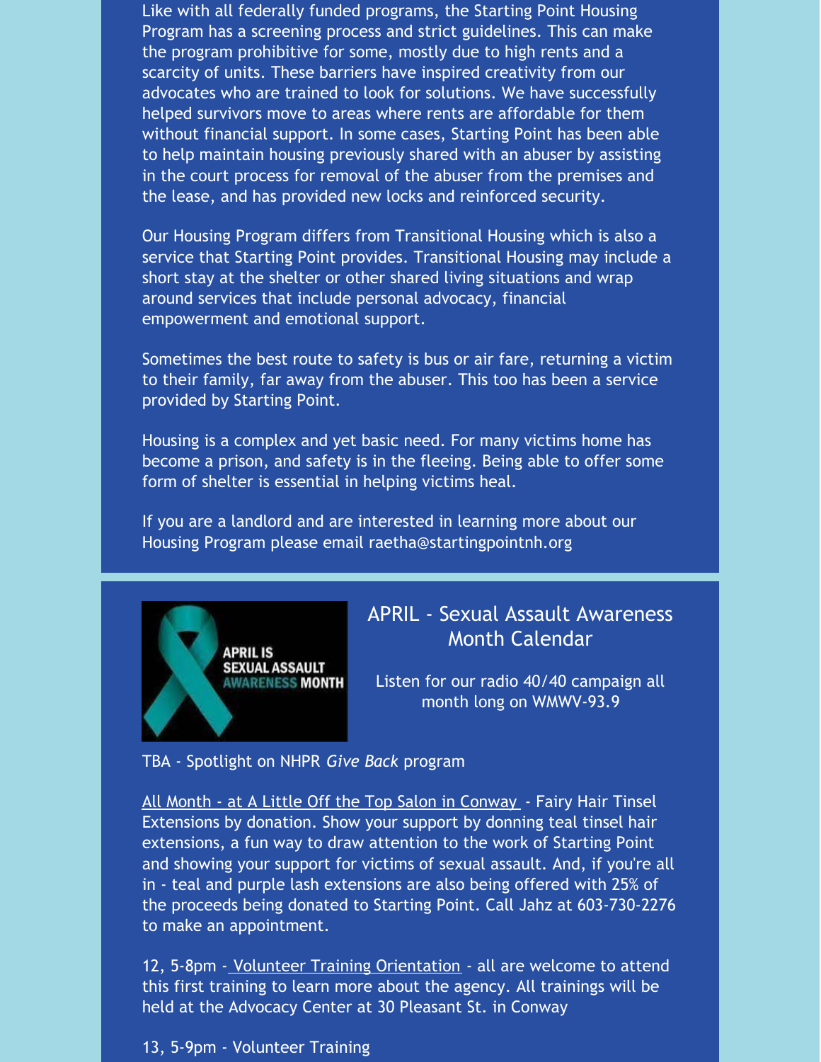Like with all federally funded programs, the Starting Point Housing Program has a screening process and strict guidelines. This can make the program prohibitive for some, mostly due to high rents and a scarcity of units. These barriers have inspired creativity from our advocates who are trained to look for solutions. We have successfully helped survivors move to areas where rents are affordable for them without financial support. In some cases, Starting Point has been able to help maintain housing previously shared with an abuser by assisting in the court process for removal of the abuser from the premises and the lease, and has provided new locks and reinforced security.

Our Housing Program differs from Transitional Housing which is also a service that Starting Point provides. Transitional Housing may include a short stay at the shelter or other shared living situations and wrap around services that include personal advocacy, financial empowerment and emotional support.

Sometimes the best route to safety is bus or air fare, returning a victim to their family, far away from the abuser. This too has been a service provided by Starting Point.

Housing is a complex and yet basic need. For many victims home has become a prison, and safety is in the fleeing. Being able to offer some form of shelter is essential in helping victims heal.

If you are a landlord and are interested in learning more about our Housing Program please email raetha@startingpointnh.org

APRIL IS SEXUAL ASSAULT AWARENESS MONTH

## APRIL - Sexual Assault Awareness Month Calendar

Listen for our radio 40/40 campaign all month long on WMWV-93.9

TBA - Spotlight on NHPR *Give Back* program

All Month - at A Little Off the Top Salon in Conway - Fairy Hair Tinsel Extensions by donation. Show your support by donning teal tinsel hair extensions, a fun way to draw attention to the work of Starting Point and showing your support for victims of sexual assault. And, if you're all in - teal and purple lash extensions are also being offered with 25% of the proceeds being donated to Starting Point. Call Jahz at 603-730-2276 to make an appointment.

12, 5-8pm - Volunteer Training Orientation - all are welcome to attend this first training to learn more about the agency. All trainings will be held at the Advocacy Center at 30 Pleasant St. in Conway

13, 5-9pm - Volunteer Training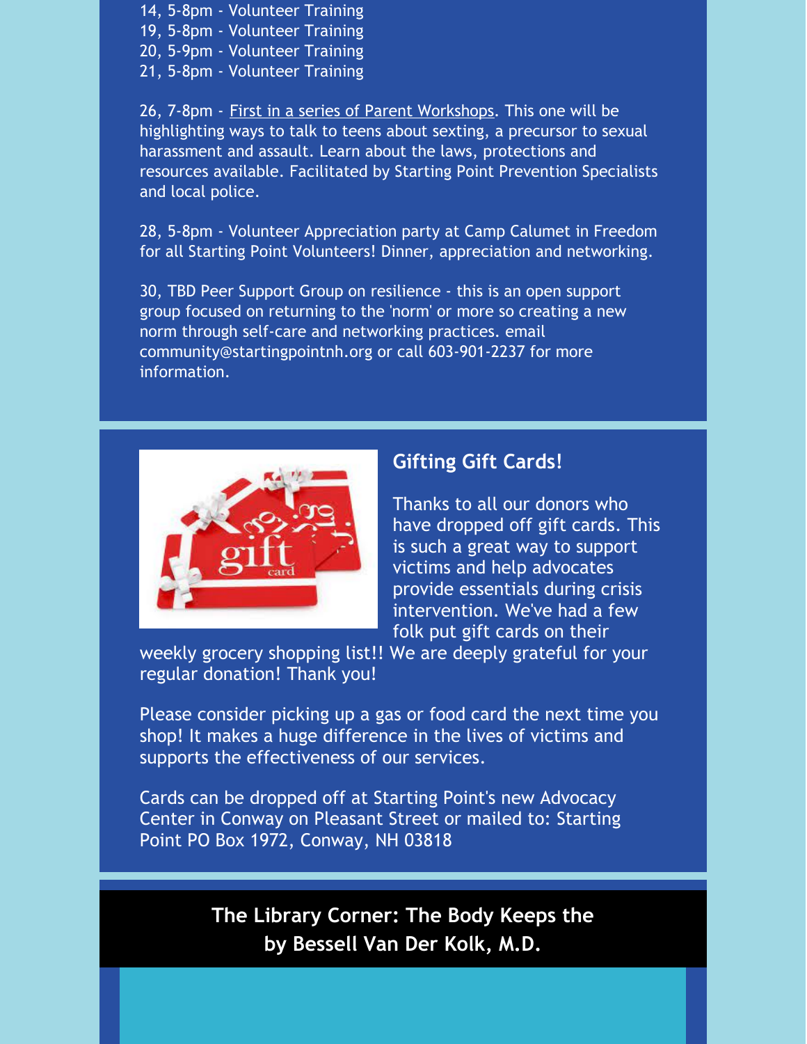14, 5-8pm - Volunteer Training
19, 5-8pm - Volunteer Training
20, 5-9pm - Volunteer Training
21, 5-8pm - Volunteer Training

26, 7-8pm - First in a series of Parent Workshops. This one will be highlighting ways to talk to teens about sexting, a precursor to sexual harassment and assault. Learn about the laws, protections and resources available. Facilitated by Starting Point Prevention Specialists and local police.

28, 5-8pm - Volunteer Appreciation party at Camp Calumet in Freedom for all Starting Point Volunteers! Dinner, appreciation and networking.

30, TBD Peer Support Group on resilience - this is an open support group focused on returning to the 'norm' or more so creating a new norm through self-care and networking practices. email community@startingpointnh.org or call 603-901-2237 for more information.

## Gifting Gift Cards!

Thanks to all our donors who have dropped off gift cards. This is such a great way to support victims and help advocates provide essentials during crisis intervention. We've had a few folk put gift cards on their weekly grocery shopping list!! We are deeply grateful for your regular donation! Thank you!

Please consider picking up a gas or food card the next time you shop! It makes a huge difference in the lives of victims and supports the effectiveness of our services.

Cards can be dropped off at Starting Point's new Advocacy Center in Conway on Pleasant Street or mailed to: Starting Point PO Box 1972, Conway, NH 03818

## The Library Corner: The Body Keeps the by Bessell Van Der Kolk, M.D.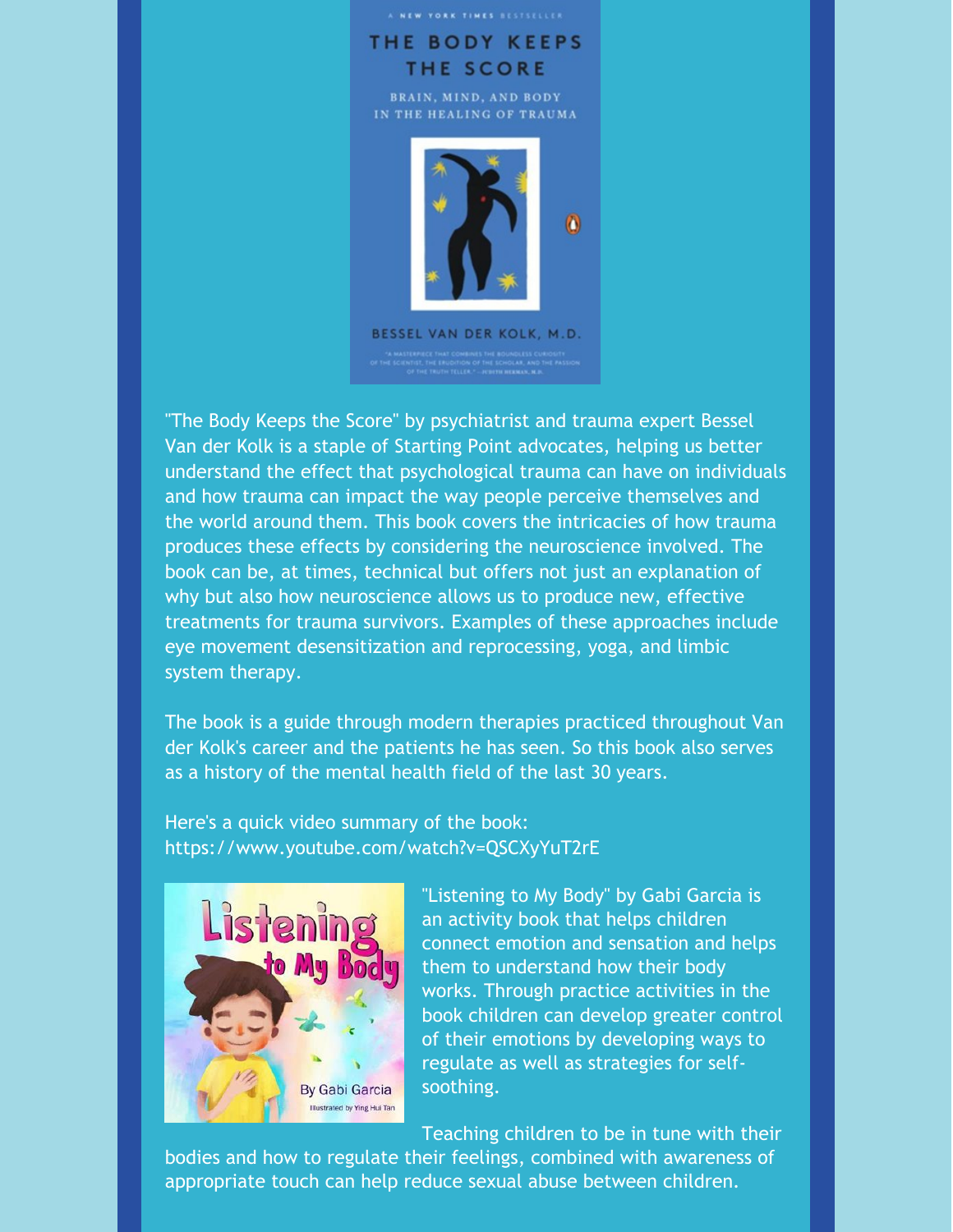"The Body Keeps the Score" by psychiatrist and trauma expert Bessel Van der Kolk is a staple of Starting Point advocates, helping us better understand the effect that psychological trauma can have on individuals and how trauma can impact the way people perceive themselves and the world around them. This book covers the intricacies of how trauma produces these effects by considering the neuroscience involved. The book can be, at times, technical but offers not just an explanation of why but also how neuroscience allows us to produce new, effective treatments for trauma survivors. Examples of these approaches include eye movement desensitization and reprocessing, yoga, and limbic system therapy.

The book is a guide through modern therapies practiced throughout Van der Kolk's career and the patients he has seen. So this book also serves as a history of the mental health field of the last 30 years.

Here's a quick video summary of the book: https://www.youtube.com/watch?v=QSCXyYuT2rE

"Listening to My Body" by Gabi Garcia is an activity book that helps children connect emotion and sensation and helps them to understand how their body works. Through practice activities in the book children can develop greater control of their emotions by developing ways to regulate as well as strategies for self-soothing.

Teaching children to be in tune with their bodies and how to regulate their feelings, combined with awareness of appropriate touch can help reduce sexual abuse between children.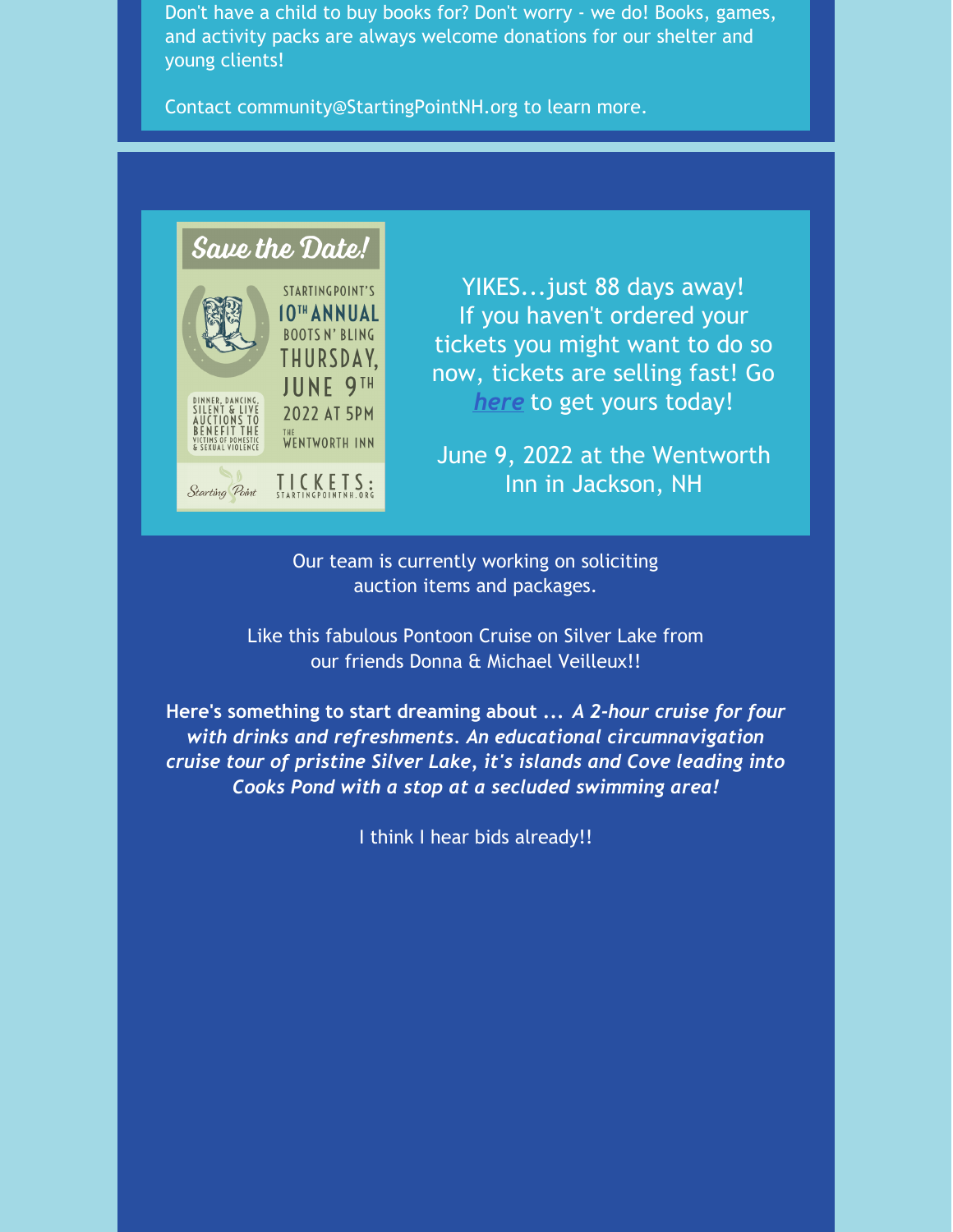Don't have a child to buy books for? Don't worry - we do! Books, games, and activity packs are always welcome donations for our shelter and young clients!

Contact community@StartingPointNH.org to learn more.

Save the Date!

STARTINGPOINT'S 10TH ANNUAL BOOTS N' BLING THURSDAY, JUNE 9TH 2022 AT 5PM THE WENTWORTH INN

DINNER, DANCING, SILENT & LIVE AUCTIONS TO BENEFIT THE VICTIMS OF DOMESTIC & SEXUAL VIOLENCE

Starting Point

TICKETS: STARTINGPOINTNH.ORG

YIKES...just 88 days away! If you haven't ordered your tickets you might want to do so now, tickets are selling fast! Go ***here*** to get yours today!

June 9, 2022 at the Wentworth Inn in Jackson, NH

Our team is currently working on soliciting auction items and packages.

Like this fabulous Pontoon Cruise on Silver Lake from our friends Donna & Michael Veilleux!!

**Here's something to start dreaming about ...** ***A 2-hour cruise for four with drinks and refreshments. An educational circumnavigation cruise tour of pristine Silver Lake, it's islands and Cove leading into Cooks Pond with a stop at a secluded swimming area!***

I think I hear bids already!!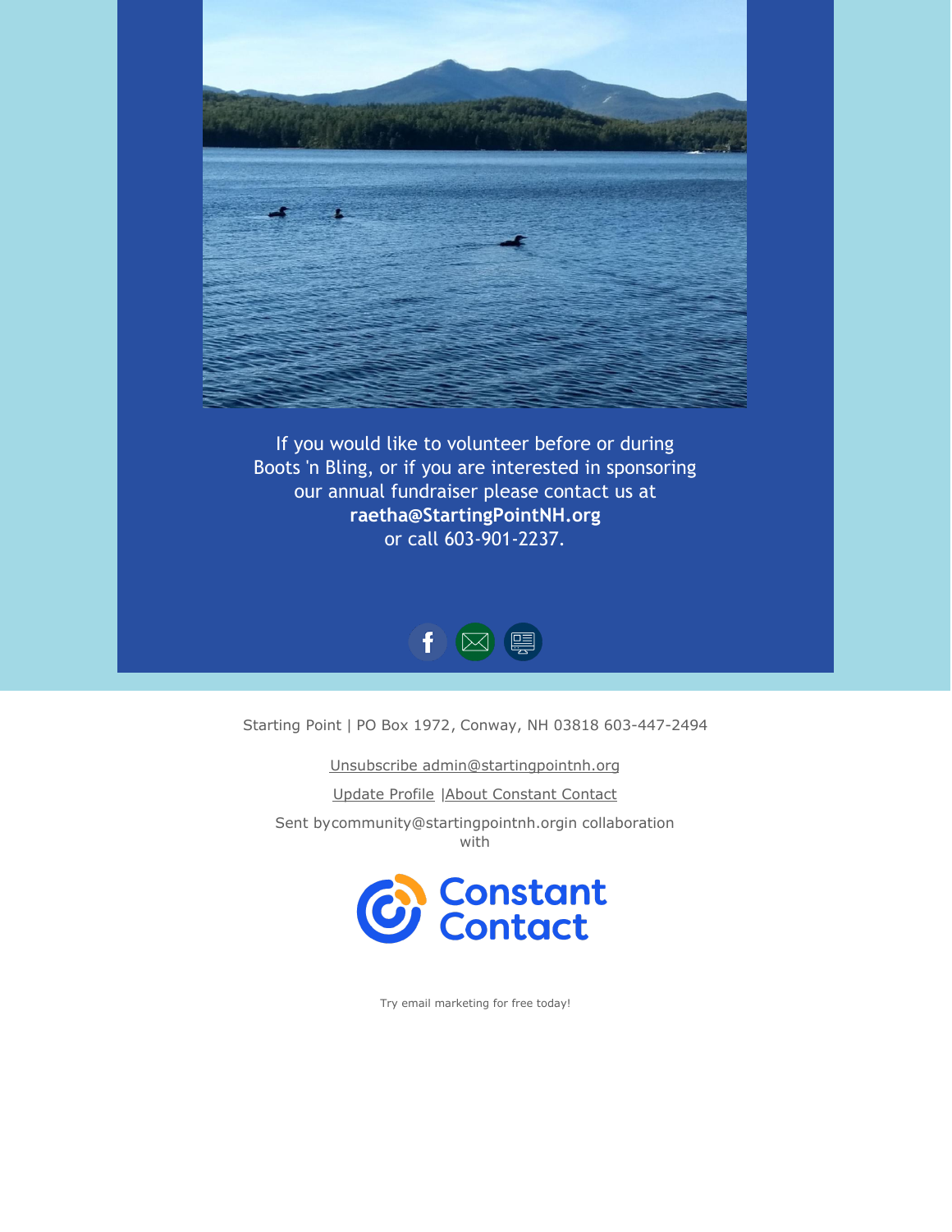If you would like to volunteer before or during Boots 'n Bling, or if you are interested in sponsoring our annual fundraiser please contact us at
**raetha@StartingPointNH.org**
or call 603-901-2237.

Starting Point | PO Box 1972, Conway, NH 03818 603-447-2494

Unsubscribe admin@startingpointnh.org

Update Profile |About Constant Contact

Sent bycommunity@startingpointnh.orgin collaboration with

Constant Contact

Try email marketing for free today!